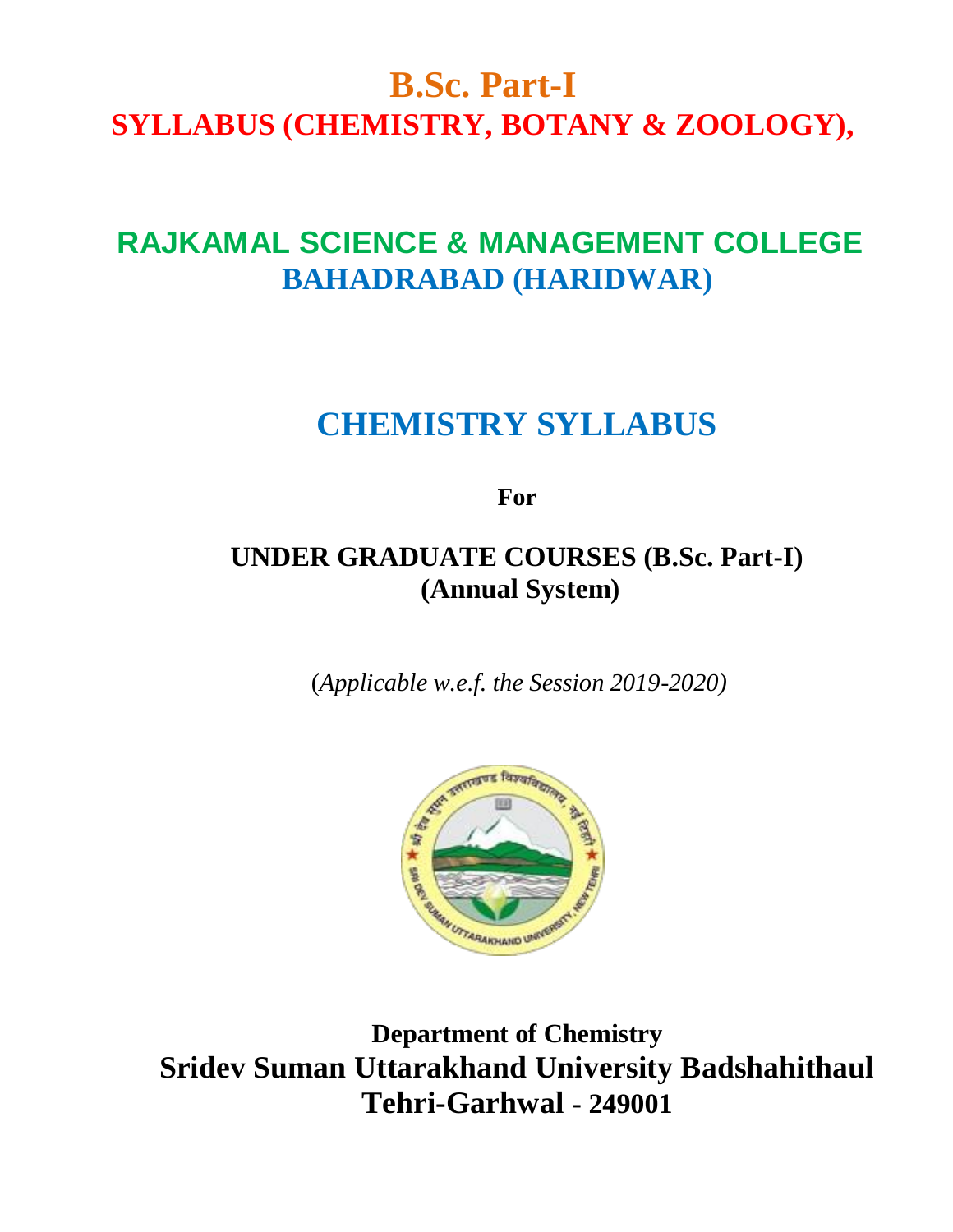# B.Sc. Part-I

## SYLLABUS (CHEMISTRY, BOTANY & ZOOLOGY),

## RAJKAMAL SCIENCE & MANAGEMENT COLLEGE

## BAHADRABAD (HARIDWAR)

# CHEMISTRY SYLLABUS

**For**

**UNDER GRADUATE COURSES (B.Sc. Part-I)**
**(Annual System)**

(*Applicable w.e.f. the Session 2019-2020)*

**Department of Chemistry**

**Sridev Suman Uttarakhand University Badshahithaul**

**Tehri-Garhwal - 249001**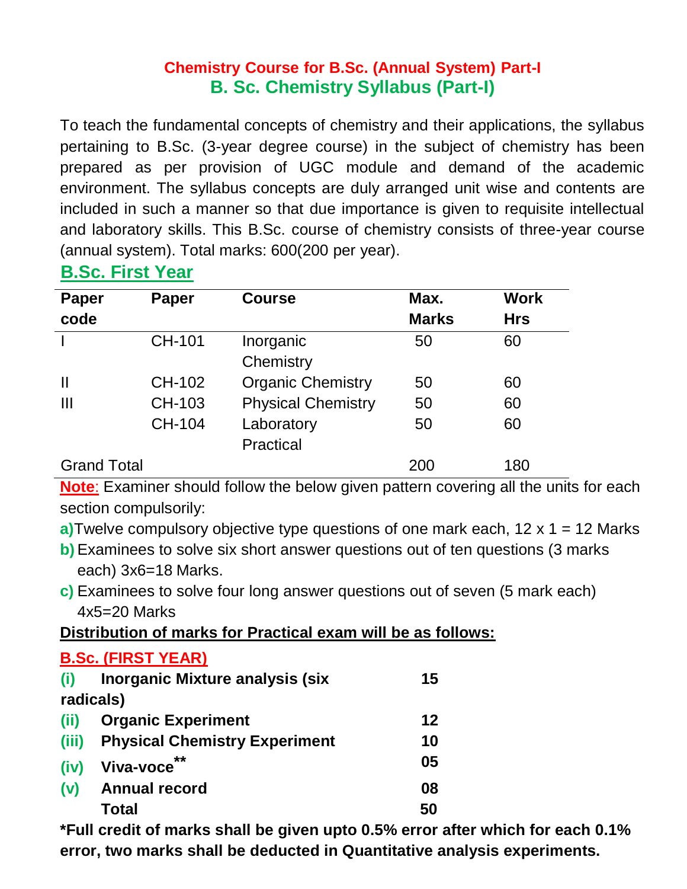**Chemistry Course for B.Sc. (Annual System) Part-I**

## B. Sc. Chemistry Syllabus (Part-I)

To teach the fundamental concepts of chemistry and their applications, the syllabus pertaining to B.Sc. (3-year degree course) in the subject of chemistry has been prepared as per provision of UGC module and demand of the academic environment. The syllabus concepts are duly arranged unit wise and contents are included in such a manner so that due importance is given to requisite intellectual and laboratory skills. This B.Sc. course of chemistry consists of three-year course (annual system). Total marks: 600(200 per year).

### B.Sc. First Year

| Paper code | Paper | Course | Max. Marks | Work Hrs |
|---|---|---|---|---|
| I | CH-101 | Inorganic Chemistry | 50 | 60 |
| II | CH-102 | Organic Chemistry | 50 | 60 |
| III | CH-103 | Physical Chemistry | 50 | 60 |
| | CH-104 | Laboratory Practical | 50 | 60 |
| Grand Total | | | 200 | 180 |

**Note**: Examiner should follow the below given pattern covering all the units for each section compulsorily:

**a)** Twelve compulsory objective type questions of one mark each, 12 x 1 = 12 Marks

**b)** Examinees to solve six short answer questions out of ten questions (3 marks each) 3x6=18 Marks.

**c)** Examinees to solve four long answer questions out of seven (5 mark each) 4x5=20 Marks

**Distribution of marks for Practical exam will be as follows:**

**B.Sc. (FIRST YEAR)**

| | | |
|---|---|---|
| **(i)** | **Inorganic Mixture analysis (six radicals)** | **15** |
| **(ii)** | **Organic Experiment** | **12** |
| **(iii)** | **Physical Chemistry Experiment** | **10** |
| **(iv)** | **Viva-voce\*\*** | **05** |
| **(v)** | **Annual record** | **08** |
| | **Total** | **50** |

**\*Full credit of marks shall be given upto 0.5% error after which for each 0.1% error, two marks shall be deducted in Quantitative analysis experiments.**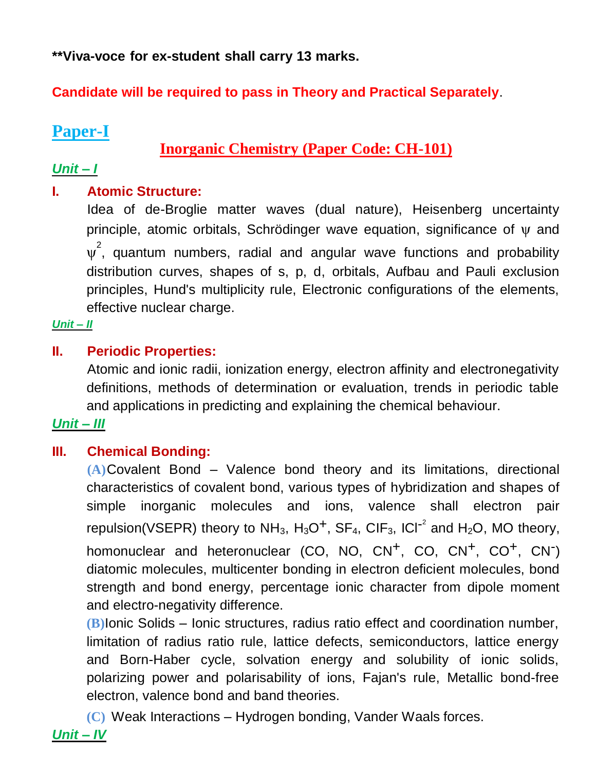**Viva-voce for ex-student shall carry 13 marks.

**Candidate will be required to pass in Theory and Practical Separately**.

## Paper-I

### Inorganic Chemistry (Paper Code: CH-101)

***Unit – I***

**I. Atomic Structure:**

Idea of de-Broglie matter waves (dual nature), Heisenberg uncertainty principle, atomic orbitals, Schrödinger wave equation, significance of $\psi$ and $\psi^2$, quantum numbers, radial and angular wave functions and probability distribution curves, shapes of s, p, d, orbitals, Aufbau and Pauli exclusion principles, Hund's multiplicity rule, Electronic configurations of the elements, effective nuclear charge.

***Unit – II***

**II. Periodic Properties:**

Atomic and ionic radii, ionization energy, electron affinity and electronegativity definitions, methods of determination or evaluation, trends in periodic table and applications in predicting and explaining the chemical behaviour.

***Unit – III***

**III. Chemical Bonding:**

**(A)** Covalent Bond – Valence bond theory and its limitations, directional characteristics of covalent bond, various types of hybridization and shapes of simple inorganic molecules and ions, valence shall electron pair repulsion(VSEPR) theory to $NH_3$, $H_3O^+$, $SF_4$, $ClF_3$, $ICl^{-2}$ and $H_2O$, MO theory, homonuclear and heteronuclear (CO, NO, $CN^+$, CO, $CN^+$, $CO^+$, $CN^-$) diatomic molecules, multicenter bonding in electron deficient molecules, bond strength and bond energy, percentage ionic character from dipole moment and electro-negativity difference.

**(B)** Ionic Solids – Ionic structures, radius ratio effect and coordination number, limitation of radius ratio rule, lattice defects, semiconductors, lattice energy and Born-Haber cycle, solvation energy and solubility of ionic solids, polarizing power and polarisability of ions, Fajan's rule, Metallic bond-free electron, valence bond and band theories.

**(C)** Weak Interactions – Hydrogen bonding, Vander Waals forces.

***Unit – IV***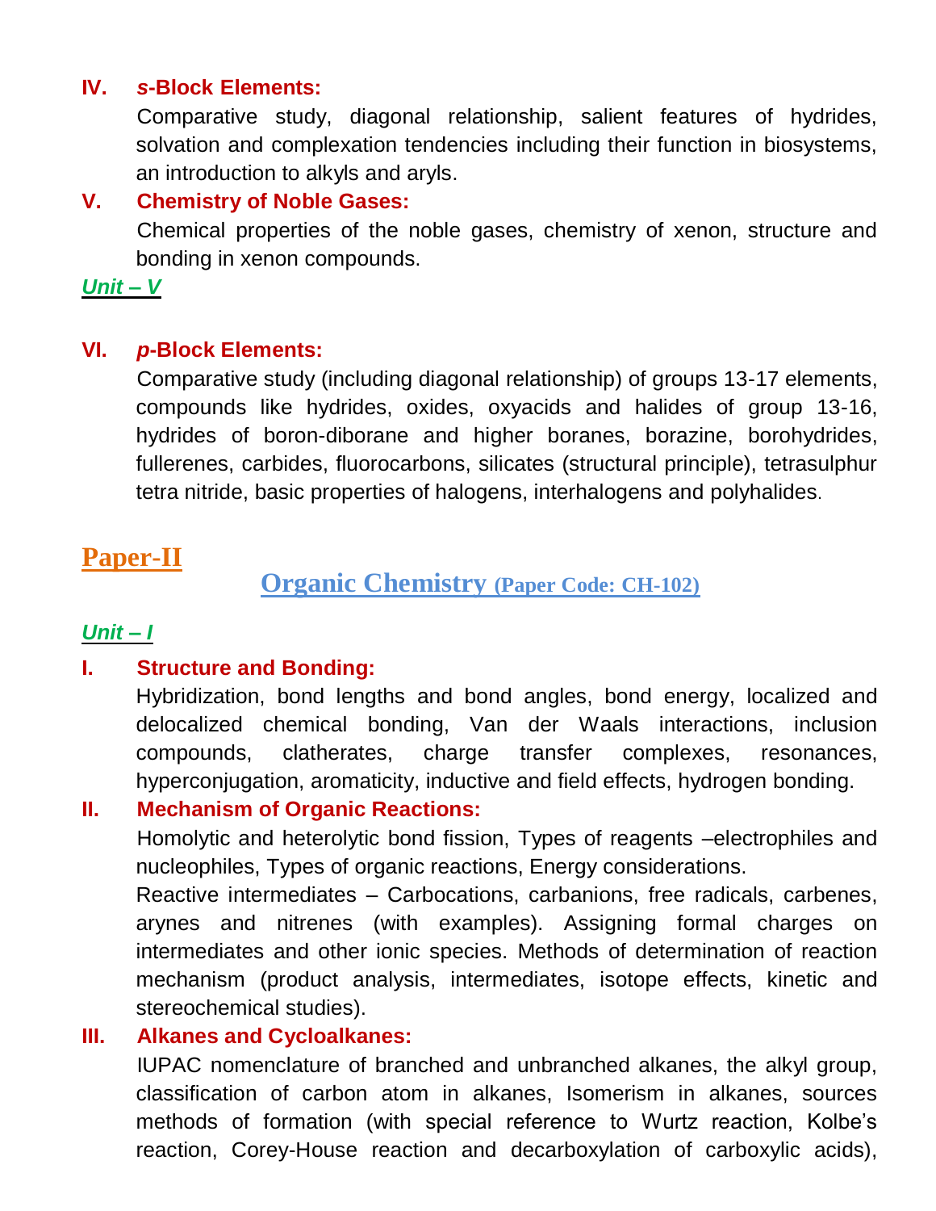### IV. *s*-Block Elements:

Comparative study, diagonal relationship, salient features of hydrides, solvation and complexation tendencies including their function in biosystems, an introduction to alkyls and aryls.

### V. Chemistry of Noble Gases:

Chemical properties of the noble gases, chemistry of xenon, structure and bonding in xenon compounds.

***Unit – V***

### VI. *p*-Block Elements:

Comparative study (including diagonal relationship) of groups 13-17 elements, compounds like hydrides, oxides, oxyacids and halides of group 13-16, hydrides of boron-diborane and higher boranes, borazine, borohydrides, fullerenes, carbides, fluorocarbons, silicates (structural principle), tetrasulphur tetra nitride, basic properties of halogens, interhalogens and polyhalides.

## Paper-II

## Organic Chemistry (Paper Code: CH-102)

***Unit – I***

### I. Structure and Bonding:

Hybridization, bond lengths and bond angles, bond energy, localized and delocalized chemical bonding, Van der Waals interactions, inclusion compounds, clatherates, charge transfer complexes, resonances, hyperconjugation, aromaticity, inductive and field effects, hydrogen bonding.

### II. Mechanism of Organic Reactions:

Homolytic and heterolytic bond fission, Types of reagents –electrophiles and nucleophiles, Types of organic reactions, Energy considerations.

Reactive intermediates – Carbocations, carbanions, free radicals, carbenes, arynes and nitrenes (with examples). Assigning formal charges on intermediates and other ionic species. Methods of determination of reaction mechanism (product analysis, intermediates, isotope effects, kinetic and stereochemical studies).

### III. Alkanes and Cycloalkanes:

IUPAC nomenclature of branched and unbranched alkanes, the alkyl group, classification of carbon atom in alkanes, Isomerism in alkanes, sources methods of formation (with special reference to Wurtz reaction, Kolbe's reaction, Corey-House reaction and decarboxylation of carboxylic acids),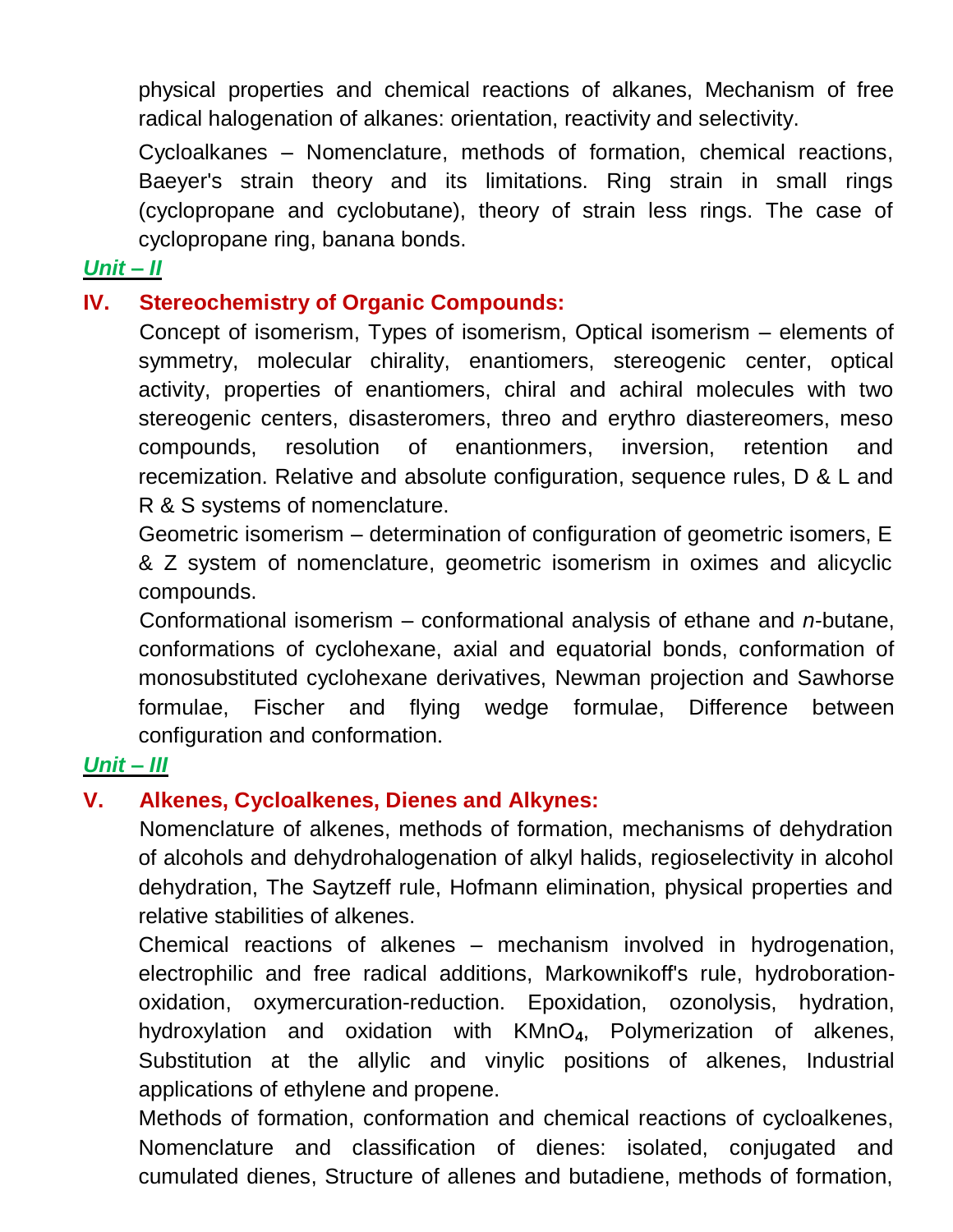physical properties and chemical reactions of alkanes, Mechanism of free radical halogenation of alkanes: orientation, reactivity and selectivity.

Cycloalkanes – Nomenclature, methods of formation, chemical reactions, Baeyer's strain theory and its limitations. Ring strain in small rings (cyclopropane and cyclobutane), theory of strain less rings. The case of cyclopropane ring, banana bonds.

***Unit – II***

**IV. Stereochemistry of Organic Compounds:**

Concept of isomerism, Types of isomerism, Optical isomerism – elements of symmetry, molecular chirality, enantiomers, stereogenic center, optical activity, properties of enantiomers, chiral and achiral molecules with two stereogenic centers, disasteromers, threo and erythro diastereomers, meso compounds, resolution of enantionmers, inversion, retention and recemization. Relative and absolute configuration, sequence rules, D & L and R & S systems of nomenclature.

Geometric isomerism – determination of configuration of geometric isomers, E & Z system of nomenclature, geometric isomerism in oximes and alicyclic compounds.

Conformational isomerism – conformational analysis of ethane and *n*-butane, conformations of cyclohexane, axial and equatorial bonds, conformation of monosubstituted cyclohexane derivatives, Newman projection and Sawhorse formulae, Fischer and flying wedge formulae, Difference between configuration and conformation.

***Unit – III***

**V. Alkenes, Cycloalkenes, Dienes and Alkynes:**

Nomenclature of alkenes, methods of formation, mechanisms of dehydration of alcohols and dehydrohalogenation of alkyl halids, regioselectivity in alcohol dehydration, The Saytzeff rule, Hofmann elimination, physical properties and relative stabilities of alkenes.

Chemical reactions of alkenes – mechanism involved in hydrogenation, electrophilic and free radical additions, Markownikoff's rule, hydroboration-oxidation, oxymercuration-reduction. Epoxidation, ozonolysis, hydration, hydroxylation and oxidation with $KMnO_4$, Polymerization of alkenes, Substitution at the allylic and vinylic positions of alkenes, Industrial applications of ethylene and propene.

Methods of formation, conformation and chemical reactions of cycloalkenes, Nomenclature and classification of dienes: isolated, conjugated and cumulated dienes, Structure of allenes and butadiene, methods of formation,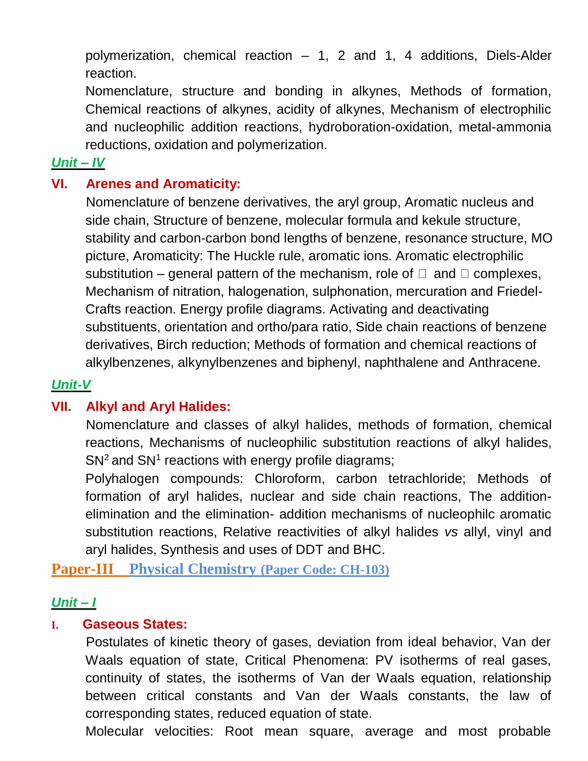polymerization, chemical reaction – 1, 2 and 1, 4 additions, Diels-Alder reaction.

Nomenclature, structure and bonding in alkynes, Methods of formation, Chemical reactions of alkynes, acidity of alkynes, Mechanism of electrophilic and nucleophilic addition reactions, hydroboration-oxidation, metal-ammonia reductions, oxidation and polymerization.

***Unit – IV***

### VI. Arenes and Aromaticity:

Nomenclature of benzene derivatives, the aryl group, Aromatic nucleus and side chain, Structure of benzene, molecular formula and kekule structure, stability and carbon-carbon bond lengths of benzene, resonance structure, MO picture, Aromaticity: The Huckle rule, aromatic ions. Aromatic electrophilic substitution – general pattern of the mechanism, role of  and  complexes, Mechanism of nitration, halogenation, sulphonation, mercuration and Friedel-Crafts reaction. Energy profile diagrams. Activating and deactivating substituents, orientation and ortho/para ratio, Side chain reactions of benzene derivatives, Birch reduction; Methods of formation and chemical reactions of alkylbenzenes, alkynylbenzenes and biphenyl, naphthalene and Anthracene.

***Unit-V***

### VII. Alkyl and Aryl Halides:

Nomenclature and classes of alkyl halides, methods of formation, chemical reactions, Mechanisms of nucleophilic substitution reactions of alkyl halides, $SN^2$ and $SN^1$ reactions with energy profile diagrams;

Polyhalogen compounds: Chloroform, carbon tetrachloride; Methods of formation of aryl halides, nuclear and side chain reactions, The addition-elimination and the elimination- addition mechanisms of nucleophilc aromatic substitution reactions, Relative reactivities of alkyl halides *vs* allyl, vinyl and aryl halides, Synthesis and uses of DDT and BHC.

## Paper-III Physical Chemistry (Paper Code: CH-103)

***Unit – I***

### I. Gaseous States:

Postulates of kinetic theory of gases, deviation from ideal behavior, Van der Waals equation of state, Critical Phenomena: PV isotherms of real gases, continuity of states, the isotherms of Van der Waals equation, relationship between critical constants and Van der Waals constants, the law of corresponding states, reduced equation of state.

Molecular velocities: Root mean square, average and most probable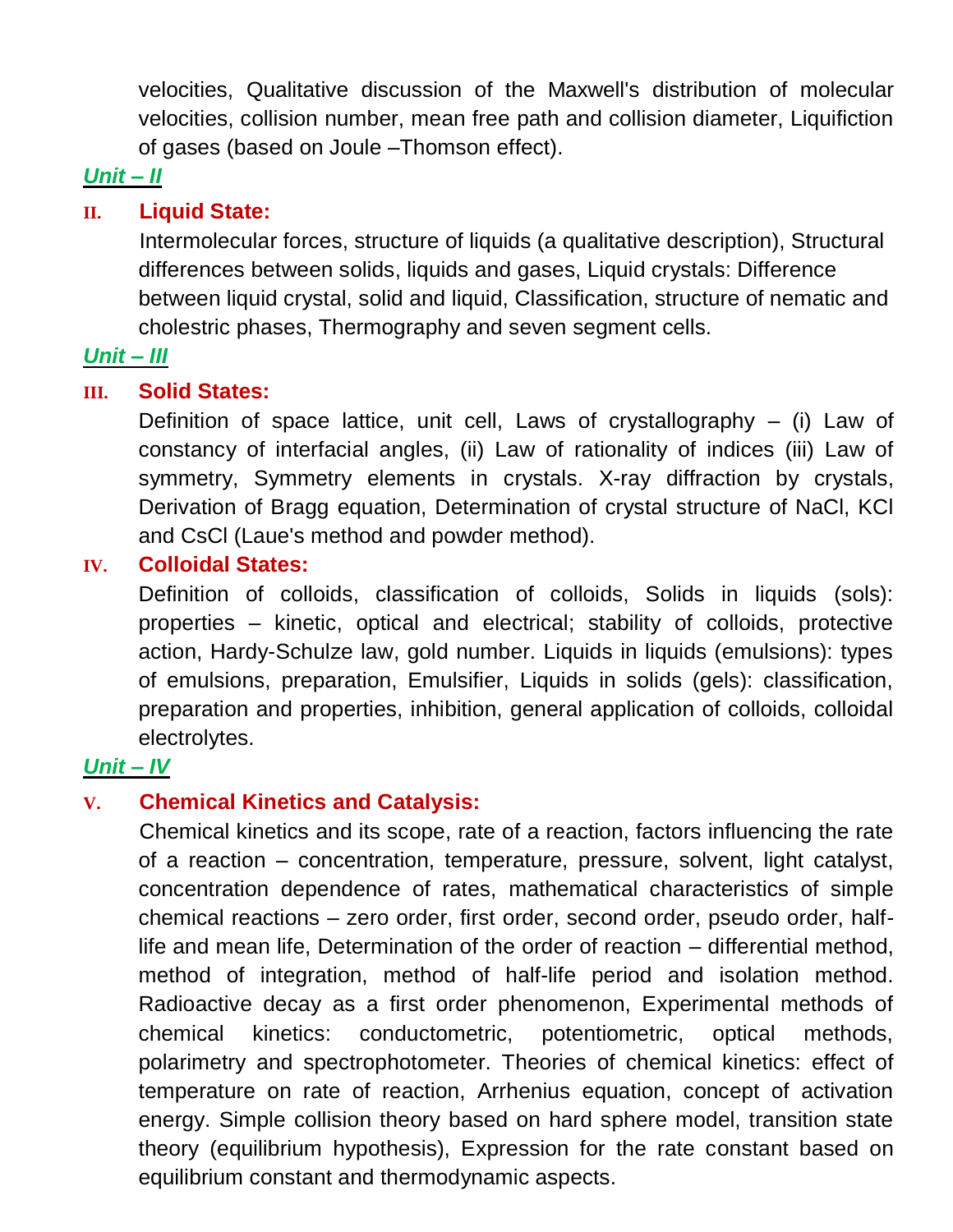velocities, Qualitative discussion of the Maxwell's distribution of molecular velocities, collision number, mean free path and collision diameter, Liquifiction of gases (based on Joule –Thomson effect).

***Unit – II***

### II. Liquid State:

Intermolecular forces, structure of liquids (a qualitative description), Structural differences between solids, liquids and gases, Liquid crystals: Difference between liquid crystal, solid and liquid, Classification, structure of nematic and cholestric phases, Thermography and seven segment cells.

***Unit – III***

### III. Solid States:

Definition of space lattice, unit cell, Laws of crystallography – (i) Law of constancy of interfacial angles, (ii) Law of rationality of indices (iii) Law of symmetry, Symmetry elements in crystals. X-ray diffraction by crystals, Derivation of Bragg equation, Determination of crystal structure of NaCl, KCl and CsCl (Laue's method and powder method).

### IV. Colloidal States:

Definition of colloids, classification of colloids, Solids in liquids (sols): properties – kinetic, optical and electrical; stability of colloids, protective action, Hardy-Schulze law, gold number. Liquids in liquids (emulsions): types of emulsions, preparation, Emulsifier, Liquids in solids (gels): classification, preparation and properties, inhibition, general application of colloids, colloidal electrolytes.

***Unit – IV***

### V. Chemical Kinetics and Catalysis:

Chemical kinetics and its scope, rate of a reaction, factors influencing the rate of a reaction – concentration, temperature, pressure, solvent, light catalyst, concentration dependence of rates, mathematical characteristics of simple chemical reactions – zero order, first order, second order, pseudo order, half-life and mean life, Determination of the order of reaction – differential method, method of integration, method of half-life period and isolation method. Radioactive decay as a first order phenomenon, Experimental methods of chemical kinetics: conductometric, potentiometric, optical methods, polarimetry and spectrophotometer. Theories of chemical kinetics: effect of temperature on rate of reaction, Arrhenius equation, concept of activation energy. Simple collision theory based on hard sphere model, transition state theory (equilibrium hypothesis), Expression for the rate constant based on equilibrium constant and thermodynamic aspects.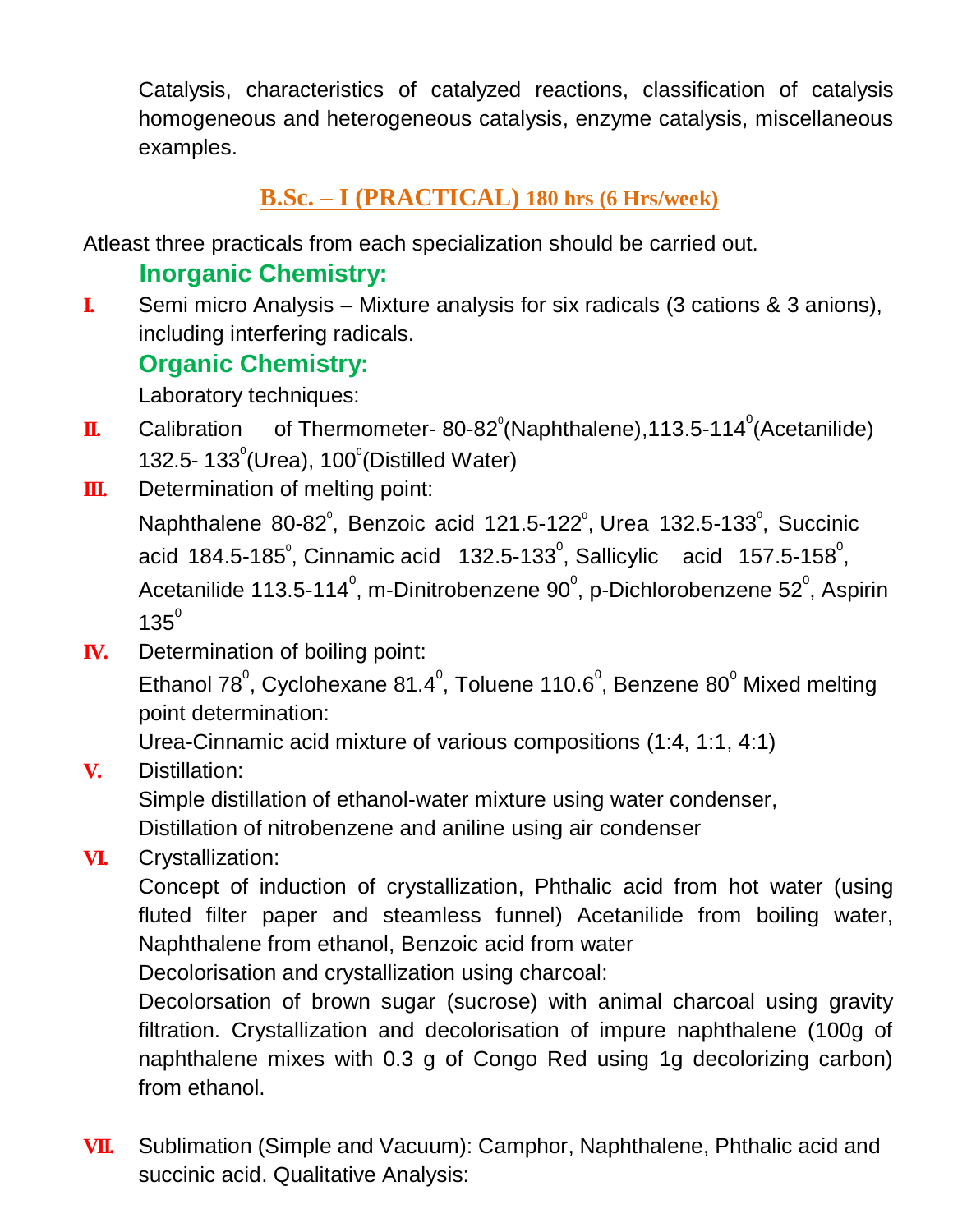Catalysis, characteristics of catalyzed reactions, classification of catalysis homogeneous and heterogeneous catalysis, enzyme catalysis, miscellaneous examples.

## B.Sc. – I (PRACTICAL) 180 hrs (6 Hrs/week)

Atleast three practicals from each specialization should be carried out.

### Inorganic Chemistry:

**I.** Semi micro Analysis – Mixture analysis for six radicals (3 cations & 3 anions), including interfering radicals.

### Organic Chemistry:

Laboratory techniques:

**II.** Calibration of Thermometer- 80-82$^0$(Naphthalene),113.5-114$^0$(Acetanilide) 132.5- 133$^0$(Urea), 100$^0$(Distilled Water)

**III.** Determination of melting point:

Naphthalene 80-82$^0$, Benzoic acid 121.5-122$^0$, Urea 132.5-133$^0$, Succinic acid 184.5-185$^0$, Cinnamic acid 132.5-133$^0$, Sallicylic acid 157.5-158$^0$, Acetanilide 113.5-114$^0$, m-Dinitrobenzene 90$^0$, p-Dichlorobenzene 52$^0$, Aspirin 135$^0$

**IV.** Determination of boiling point:

Ethanol 78$^0$, Cyclohexane 81.4$^0$, Toluene 110.6$^0$, Benzene 80$^0$ Mixed melting point determination:

Urea-Cinnamic acid mixture of various compositions (1:4, 1:1, 4:1)

**V.** Distillation:

Simple distillation of ethanol-water mixture using water condenser,
Distillation of nitrobenzene and aniline using air condenser

**VI.** Crystallization:

Concept of induction of crystallization, Phthalic acid from hot water (using fluted filter paper and steamless funnel) Acetanilide from boiling water, Naphthalene from ethanol, Benzoic acid from water

Decolorisation and crystallization using charcoal:

Decolorsation of brown sugar (sucrose) with animal charcoal using gravity filtration. Crystallization and decolorisation of impure naphthalene (100g of naphthalene mixes with 0.3 g of Congo Red using 1g decolorizing carbon) from ethanol.

**VII.** Sublimation (Simple and Vacuum): Camphor, Naphthalene, Phthalic acid and succinic acid. Qualitative Analysis: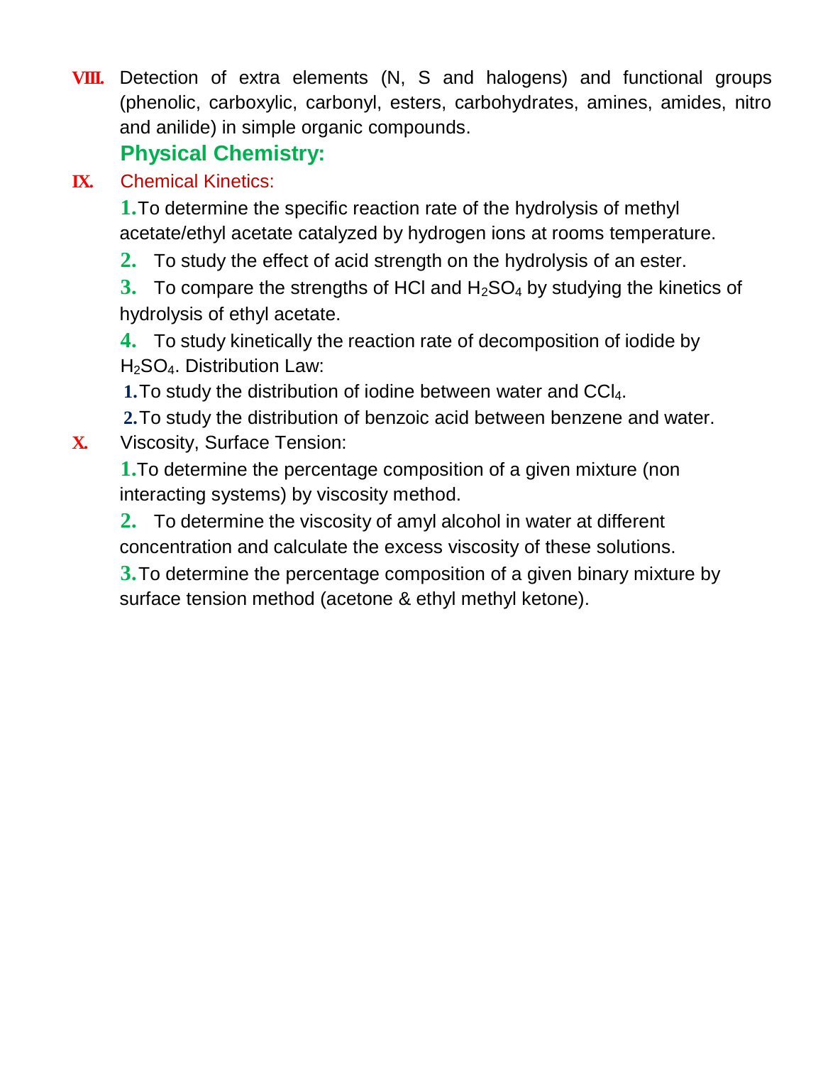**VIII.** Detection of extra elements (N, S and halogens) and functional groups (phenolic, carboxylic, carbonyl, esters, carbohydrates, amines, amides, nitro and anilide) in simple organic compounds.

## Physical Chemistry:

**IX.** Chemical Kinetics:

1. To determine the specific reaction rate of the hydrolysis of methyl acetate/ethyl acetate catalyzed by hydrogen ions at rooms temperature.
2. To study the effect of acid strength on the hydrolysis of an ester.
3. To compare the strengths of HCl and $H_2SO_4$ by studying the kinetics of hydrolysis of ethyl acetate.
4. To study kinetically the reaction rate of decomposition of iodide by $H_2SO_4$. Distribution Law:

1. To study the distribution of iodine between water and $CCl_4$.
2. To study the distribution of benzoic acid between benzene and water.

**X.** Viscosity, Surface Tension:

1. To determine the percentage composition of a given mixture (non interacting systems) by viscosity method.
2. To determine the viscosity of amyl alcohol in water at different concentration and calculate the excess viscosity of these solutions.
3. To determine the percentage composition of a given binary mixture by surface tension method (acetone & ethyl methyl ketone).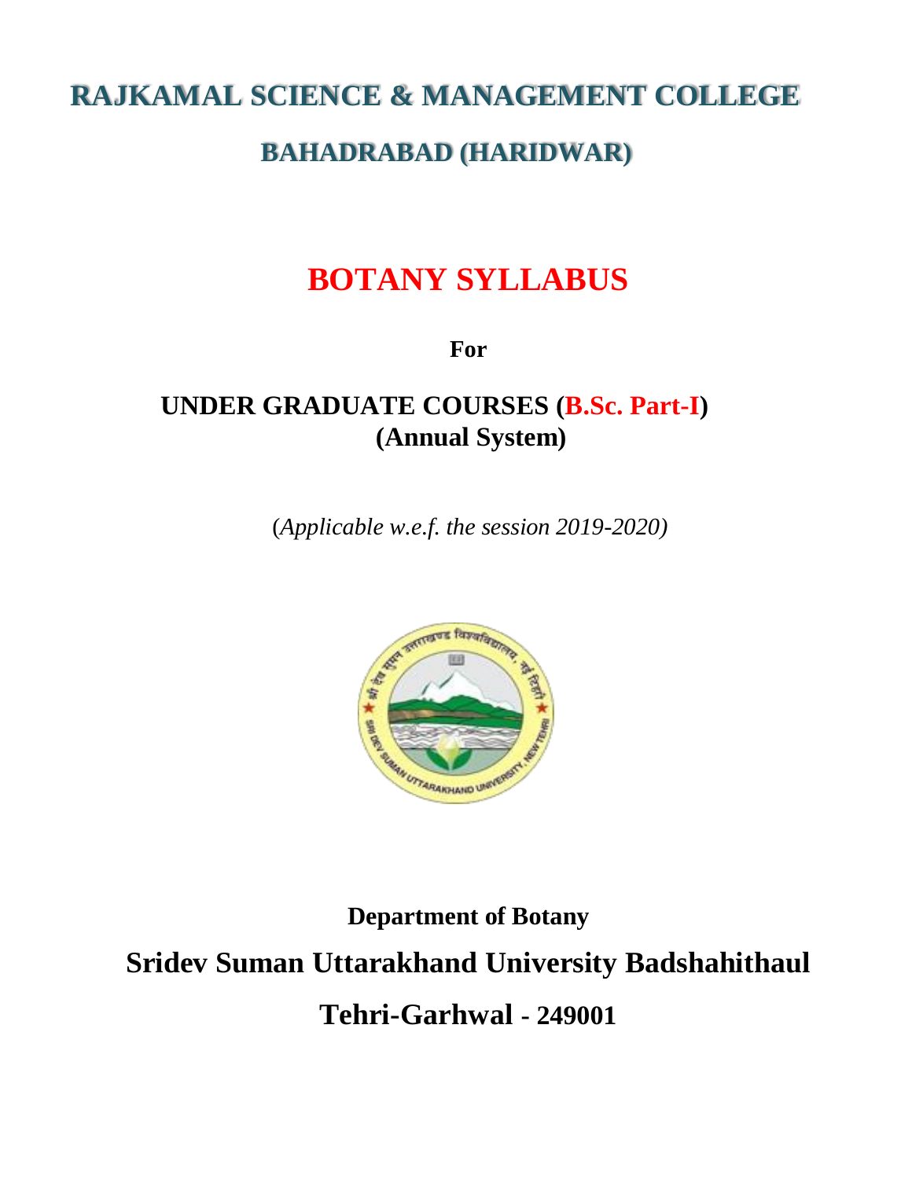# RAJKAMAL SCIENCE & MANAGEMENT COLLEGE

## BAHADRABAD (HARIDWAR)

# BOTANY SYLLABUS

**For**

## UNDER GRADUATE COURSES (B.Sc. Part-I)
## (Annual System)

(*Applicable w.e.f. the session 2019-2020)*

**Department of Botany**

## Sridev Suman Uttarakhand University Badshahithaul

## Tehri-Garhwal - 249001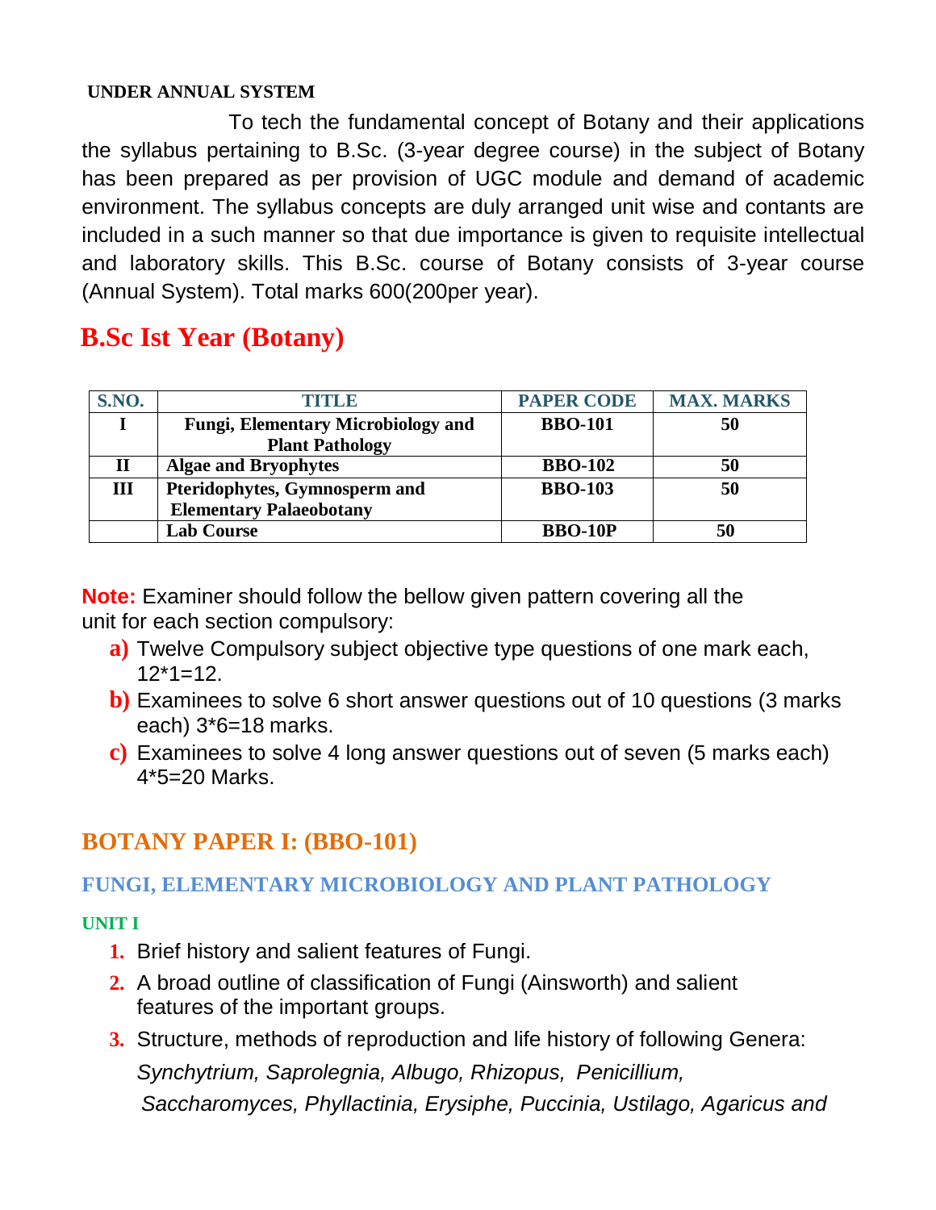**UNDER ANNUAL SYSTEM**

To tech the fundamental concept of Botany and their applications the syllabus pertaining to B.Sc. (3-year degree course) in the subject of Botany has been prepared as per provision of UGC module and demand of academic environment. The syllabus concepts are duly arranged unit wise and contants are included in a such manner so that due importance is given to requisite intellectual and laboratory skills. This B.Sc. course of Botany consists of 3-year course (Annual System). Total marks 600(200per year).

# B.Sc Ist Year (Botany)

| S.NO. | TITLE | PAPER CODE | MAX. MARKS |
|---|---|---|---|
| I | Fungi, Elementary Microbiology and Plant Pathology | BBO-101 | 50 |
| II | Algae and Bryophytes | BBO-102 | 50 |
| III | Pteridophytes, Gymnosperm and Elementary Palaeobotany | BBO-103 | 50 |
| | Lab Course | BBO-10P | 50 |

**Note:** Examiner should follow the bellow given pattern covering all the unit for each section compulsory:

a) Twelve Compulsory subject objective type questions of one mark each, 12*1=12.

b) Examinees to solve 6 short answer questions out of 10 questions (3 marks each) 3*6=18 marks.

c) Examinees to solve 4 long answer questions out of seven (5 marks each) 4*5=20 Marks.

## BOTANY PAPER I: (BBO-101)

### FUNGI, ELEMENTARY MICROBIOLOGY AND PLANT PATHOLOGY

#### UNIT I

1. Brief history and salient features of Fungi.
2. A broad outline of classification of Fungi (Ainsworth) and salient features of the important groups.
3. Structure, methods of reproduction and life history of following Genera: *Synchytrium, Saprolegnia, Albugo, Rhizopus, Penicillium, Saccharomyces, Phyllactinia, Erysiphe, Puccinia, Ustilago, Agaricus and*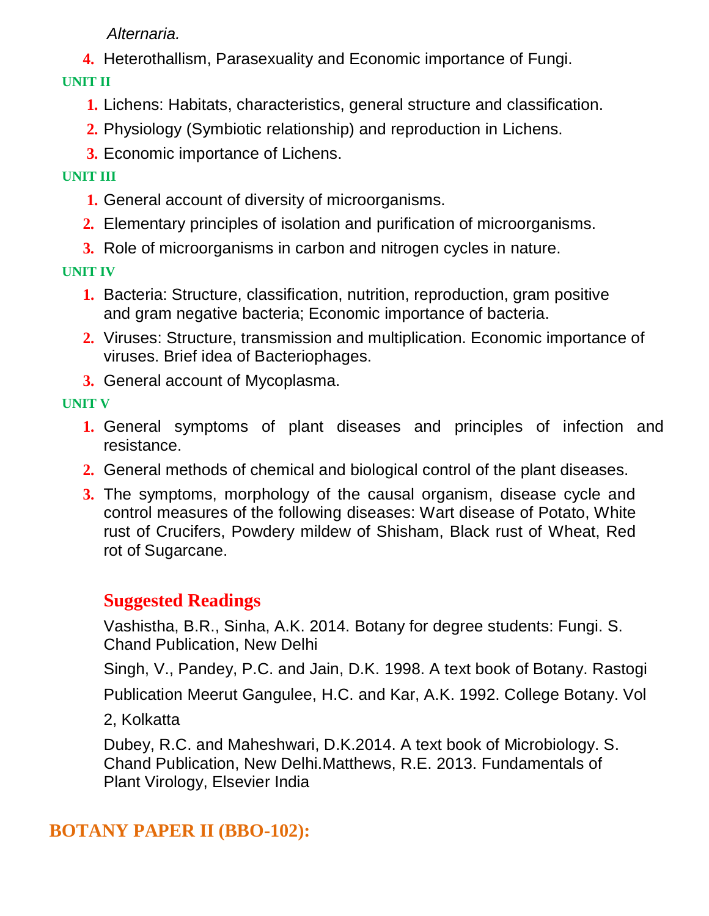*Alternaria.*

4. Heterothallism, Parasexuality and Economic importance of Fungi.

**UNIT II**

1. Lichens: Habitats, characteristics, general structure and classification.
2. Physiology (Symbiotic relationship) and reproduction in Lichens.
3. Economic importance of Lichens.

**UNIT III**

1. General account of diversity of microorganisms.
2. Elementary principles of isolation and purification of microorganisms.
3. Role of microorganisms in carbon and nitrogen cycles in nature.

**UNIT IV**

1. Bacteria: Structure, classification, nutrition, reproduction, gram positive and gram negative bacteria; Economic importance of bacteria.
2. Viruses: Structure, transmission and multiplication. Economic importance of viruses. Brief idea of Bacteriophages.
3. General account of Mycoplasma.

**UNIT V**

1. General symptoms of plant diseases and principles of infection and resistance.
2. General methods of chemical and biological control of the plant diseases.
3. The symptoms, morphology of the causal organism, disease cycle and control measures of the following diseases: Wart disease of Potato, White rust of Crucifers, Powdery mildew of Shisham, Black rust of Wheat, Red rot of Sugarcane.

## Suggested Readings

Vashistha, B.R., Sinha, A.K. 2014. Botany for degree students: Fungi. S. Chand Publication, New Delhi

Singh, V., Pandey, P.C. and Jain, D.K. 1998. A text book of Botany. Rastogi

Publication Meerut Gangulee, H.C. and Kar, A.K. 1992. College Botany. Vol

2, Kolkatta

Dubey, R.C. and Maheshwari, D.K.2014. A text book of Microbiology. S. Chand Publication, New Delhi.Matthews, R.E. 2013. Fundamentals of Plant Virology, Elsevier India

# BOTANY PAPER II (BBO-102):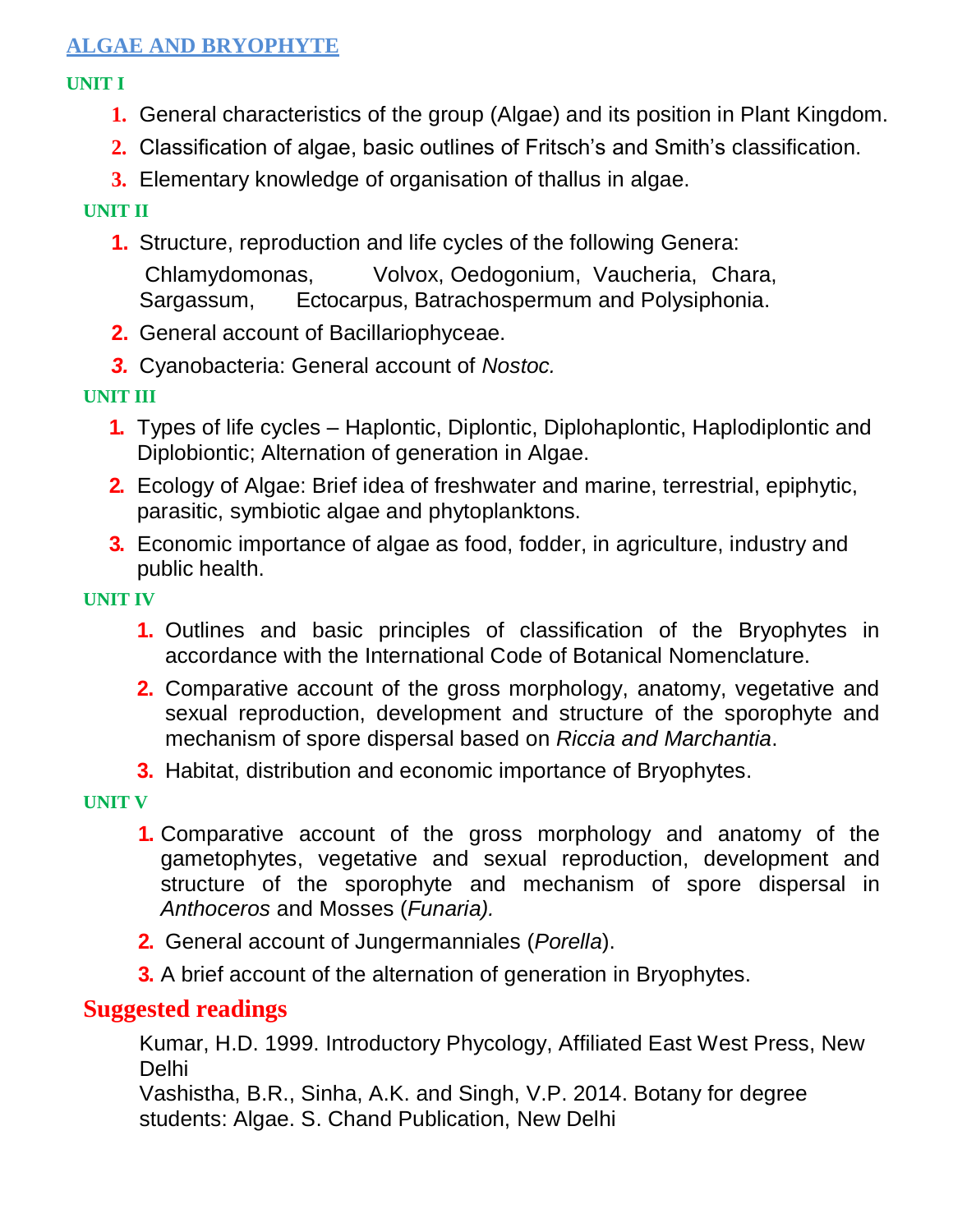## ALGAE AND BRYOPHYTE

### UNIT I

1. General characteristics of the group (Algae) and its position in Plant Kingdom.
2. Classification of algae, basic outlines of Fritsch's and Smith's classification.
3. Elementary knowledge of organisation of thallus in algae.

### UNIT II

1. Structure, reproduction and life cycles of the following Genera: Chlamydomonas, Volvox, Oedogonium, Vaucheria, Chara, Sargassum, Ectocarpus, Batrachospermum and Polysiphonia.
2. General account of Bacillariophyceae.
3. Cyanobacteria: General account of *Nostoc.*

### UNIT III

1. Types of life cycles – Haplontic, Diplontic, Diplohaplontic, Haplodiplontic and Diplobiontic; Alternation of generation in Algae.
2. Ecology of Algae: Brief idea of freshwater and marine, terrestrial, epiphytic, parasitic, symbiotic algae and phytoplanktons.
3. Economic importance of algae as food, fodder, in agriculture, industry and public health.

### UNIT IV

1. Outlines and basic principles of classification of the Bryophytes in accordance with the International Code of Botanical Nomenclature.
2. Comparative account of the gross morphology, anatomy, vegetative and sexual reproduction, development and structure of the sporophyte and mechanism of spore dispersal based on *Riccia and Marchantia*.
3. Habitat, distribution and economic importance of Bryophytes.

### UNIT V

1. Comparative account of the gross morphology and anatomy of the gametophytes, vegetative and sexual reproduction, development and structure of the sporophyte and mechanism of spore dispersal in *Anthoceros* and Mosses (*Funaria).*
2. General account of Jungermanniales (*Porella*).
3. A brief account of the alternation of generation in Bryophytes.

## Suggested readings

Kumar, H.D. 1999. Introductory Phycology, Affiliated East West Press, New Delhi

Vashistha, B.R., Sinha, A.K. and Singh, V.P. 2014. Botany for degree students: Algae. S. Chand Publication, New Delhi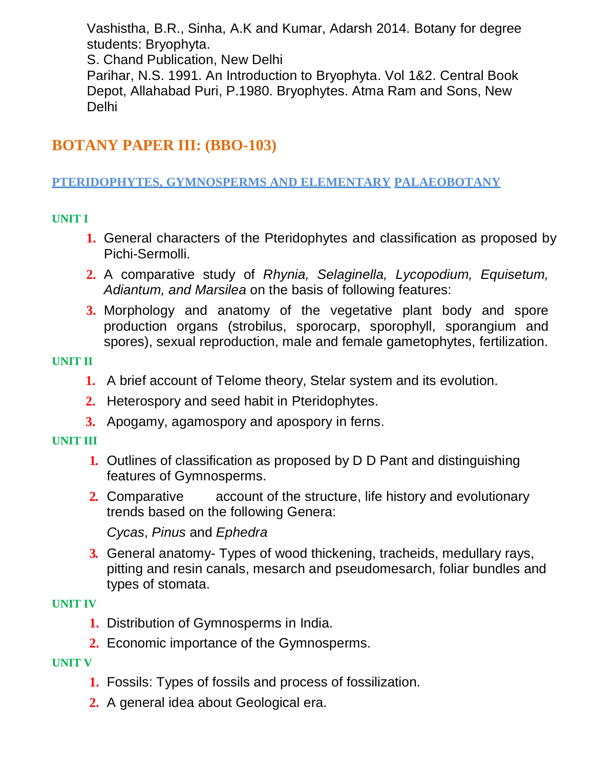Vashistha, B.R., Sinha, A.K and Kumar, Adarsh 2014. Botany for degree students: Bryophyta.
S. Chand Publication, New Delhi
Parihar, N.S. 1991. An Introduction to Bryophyta. Vol 1&2. Central Book Depot, Allahabad Puri, P.1980. Bryophytes. Atma Ram and Sons, New Delhi

## BOTANY PAPER III: (BBO-103)

### PTERIDOPHYTES, GYMNOSPERMS AND ELEMENTARY PALAEOBOTANY

#### UNIT I

1. General characters of the Pteridophytes and classification as proposed by Pichi-Sermolli.
2. A comparative study of *Rhynia, Selaginella, Lycopodium, Equisetum, Adiantum, and Marsilea* on the basis of following features:
3. Morphology and anatomy of the vegetative plant body and spore production organs (strobilus, sporocarp, sporophyll, sporangium and spores), sexual reproduction, male and female gametophytes, fertilization.

#### UNIT II

1. A brief account of Telome theory, Stelar system and its evolution.
2. Heterospory and seed habit in Pteridophytes.
3. Apogamy, agamospory and apospory in ferns.

#### UNIT III

1. Outlines of classification as proposed by D D Pant and distinguishing features of Gymnosperms.
2. Comparative account of the structure, life history and evolutionary trends based on the following Genera:

   *Cycas*, *Pinus* and *Ephedra*
3. General anatomy- Types of wood thickening, tracheids, medullary rays, pitting and resin canals, mesarch and pseudomesarch, foliar bundles and types of stomata.

#### UNIT IV

1. Distribution of Gymnosperms in India.
2. Economic importance of the Gymnosperms.

#### UNIT V

1. Fossils: Types of fossils and process of fossilization.
2. A general idea about Geological era.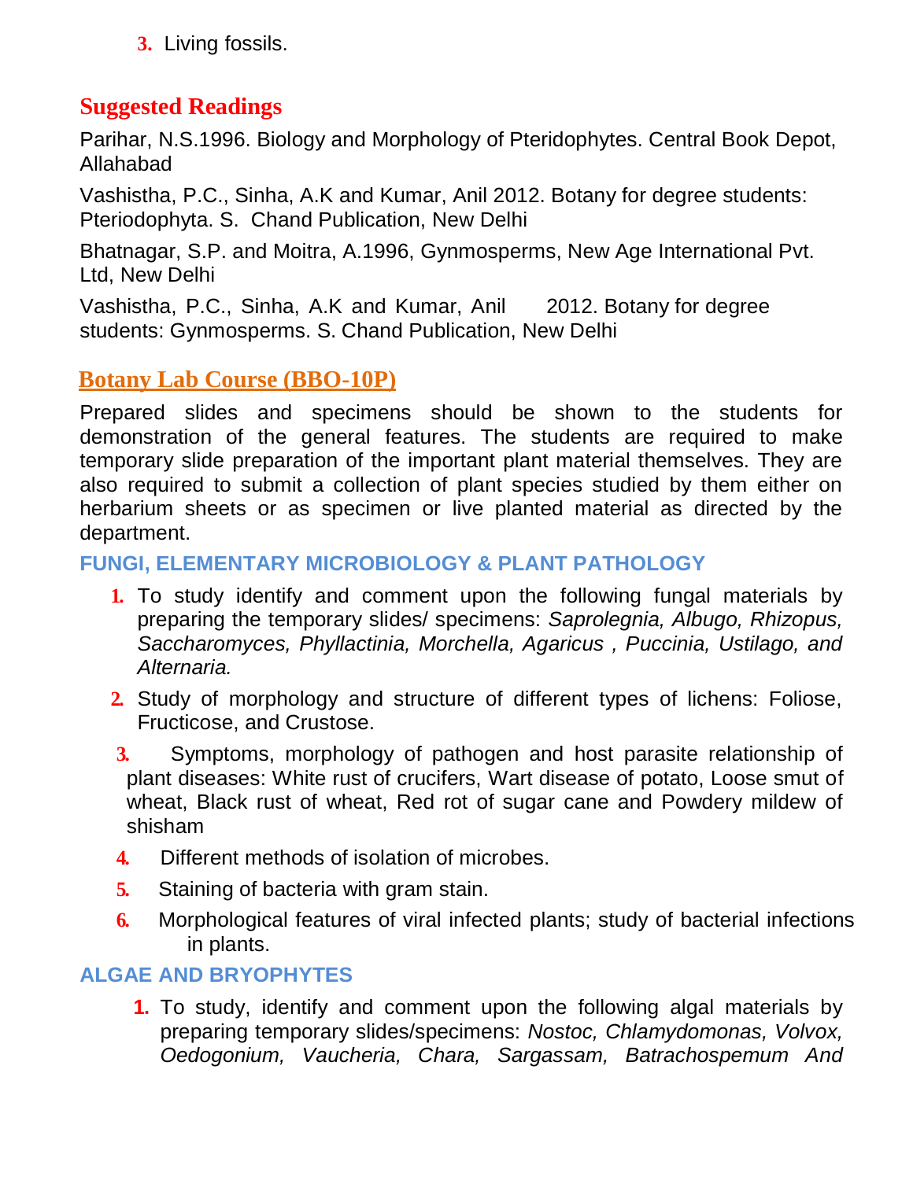3. Living fossils.

## Suggested Readings

Parihar, N.S.1996. Biology and Morphology of Pteridophytes. Central Book Depot, Allahabad

Vashistha, P.C., Sinha, A.K and Kumar, Anil 2012. Botany for degree students: Pteriodophyta. S. Chand Publication, New Delhi

Bhatnagar, S.P. and Moitra, A.1996, Gynmosperms, New Age International Pvt. Ltd, New Delhi

Vashistha, P.C., Sinha, A.K and Kumar, Anil 2012. Botany for degree students: Gynmosperms. S. Chand Publication, New Delhi

## Botany Lab Course (BBO-10P)

Prepared slides and specimens should be shown to the students for demonstration of the general features. The students are required to make temporary slide preparation of the important plant material themselves. They are also required to submit a collection of plant species studied by them either on herbarium sheets or as specimen or live planted material as directed by the department.

### FUNGI, ELEMENTARY MICROBIOLOGY & PLANT PATHOLOGY

1. To study identify and comment upon the following fungal materials by preparing the temporary slides/ specimens: *Saprolegnia, Albugo, Rhizopus, Saccharomyces, Phyllactinia, Morchella, Agaricus , Puccinia, Ustilago, and Alternaria.*
2. Study of morphology and structure of different types of lichens: Foliose, Fructicose, and Crustose.
3. Symptoms, morphology of pathogen and host parasite relationship of plant diseases: White rust of crucifers, Wart disease of potato, Loose smut of wheat, Black rust of wheat, Red rot of sugar cane and Powdery mildew of shisham
4. Different methods of isolation of microbes.
5. Staining of bacteria with gram stain.
6. Morphological features of viral infected plants; study of bacterial infections in plants.

### ALGAE AND BRYOPHYTES

1. To study, identify and comment upon the following algal materials by preparing temporary slides/specimens: *Nostoc, Chlamydomonas, Volvox, Oedogonium, Vaucheria, Chara, Sargassam, Batrachospemum And*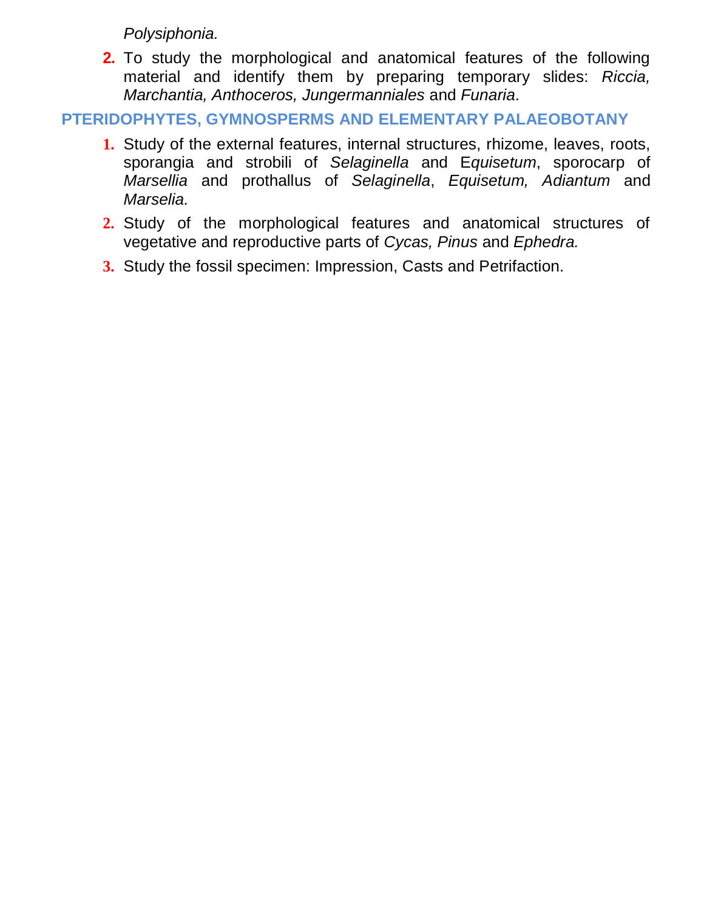*Polysiphonia.*

2. To study the morphological and anatomical features of the following material and identify them by preparing temporary slides: *Riccia, Marchantia, Anthoceros, Jungermanniales* and *Funaria*.

## PTERIDOPHYTES, GYMNOSPERMS AND ELEMENTARY PALAEOBOTANY

1. Study of the external features, internal structures, rhizome, leaves, roots, sporangia and strobili of *Selaginella* and E*quisetum*, sporocarp of *Marsellia* and prothallus of *Selaginella*, *Equisetum, Adiantum* and *Marselia.*
2. Study of the morphological features and anatomical structures of vegetative and reproductive parts of *Cycas, Pinus* and *Ephedra.*
3. Study the fossil specimen: Impression, Casts and Petrifaction.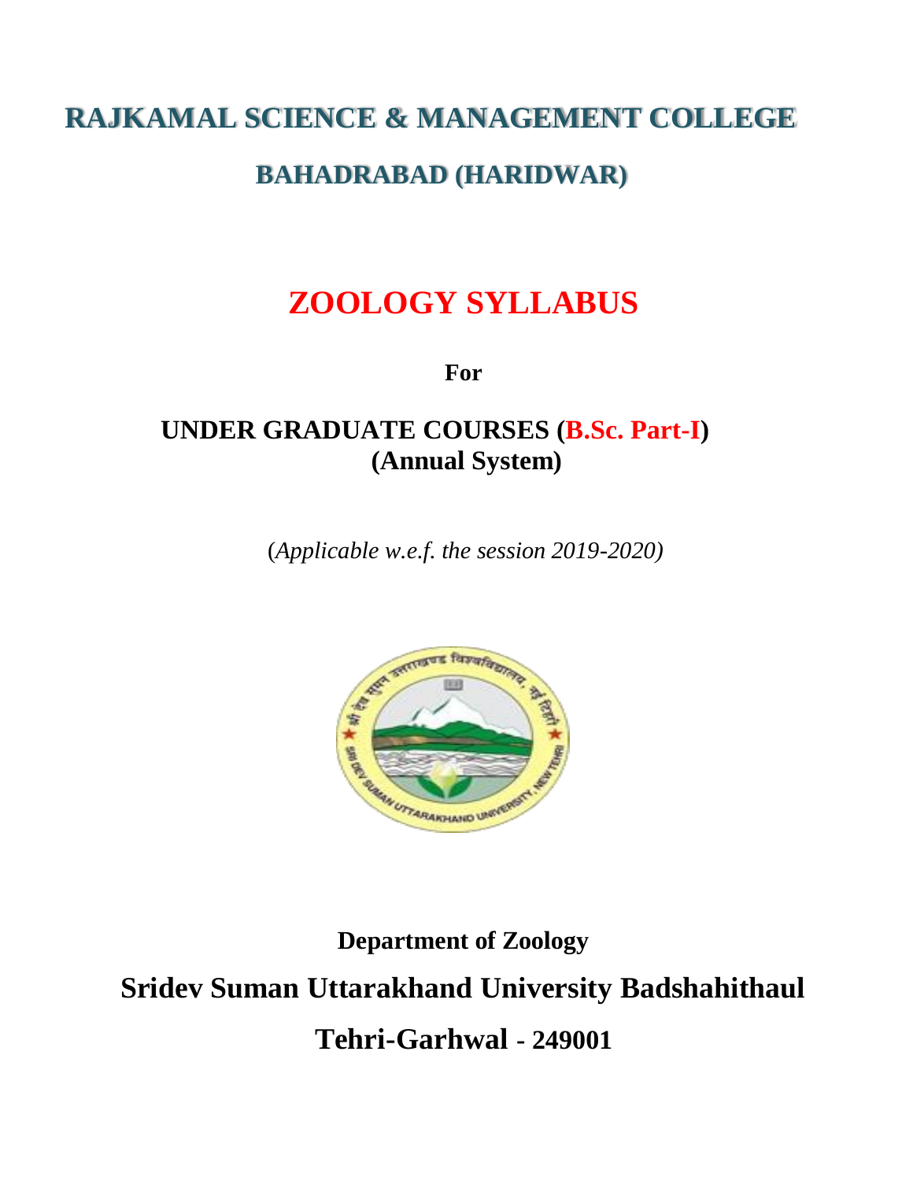# RAJKAMAL SCIENCE & MANAGEMENT COLLEGE

## BAHADRABAD (HARIDWAR)

# ZOOLOGY SYLLABUS

**For**

**UNDER GRADUATE COURSES (B.Sc. Part-I)**
**(Annual System)**

(*Applicable w.e.f. the session 2019-2020)*

**Department of Zoology**

**Sridev Suman Uttarakhand University Badshahithaul**

**Tehri-Garhwal - 249001**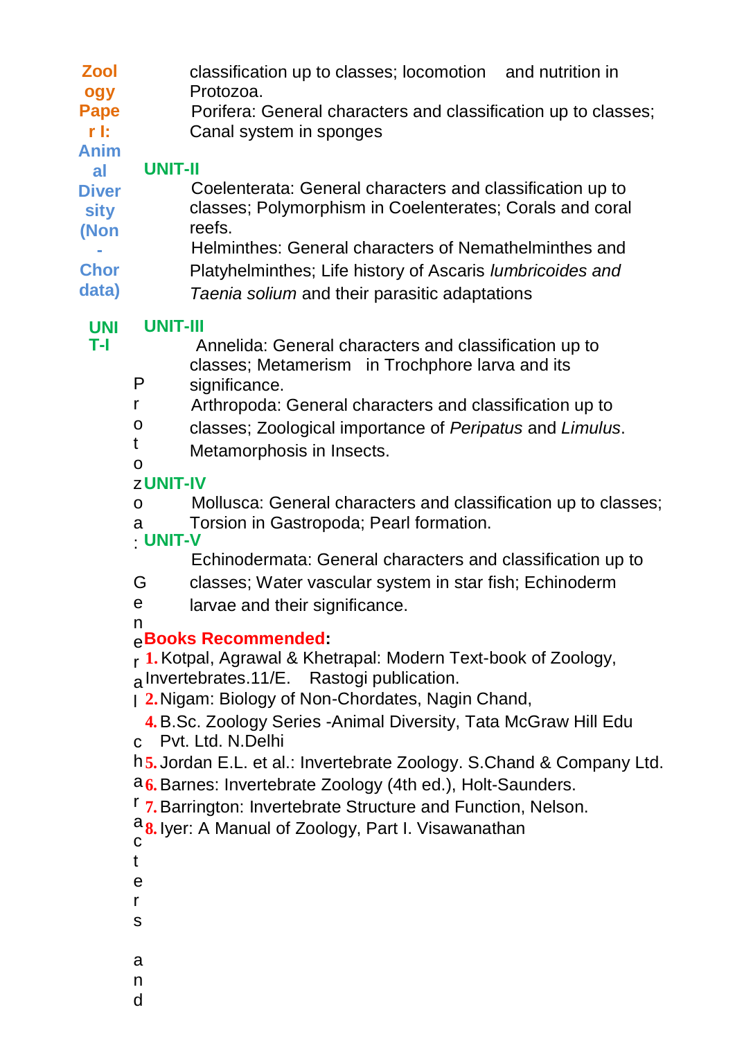## Zoology Paper I: Animal Diversity (Non-Chordata)

### UNIT-I

Protozoa: General characters and classification up to classes; locomotion and nutrition in Protozoa.

Porifera: General characters and classification up to classes; Canal system in sponges

### UNIT-II

Coelenterata: General characters and classification up to classes; Polymorphism in Coelenterates; Corals and coral reefs.

Helminthes: General characters of Nemathelminthes and Platyhelminthes; Life history of Ascaris *lumbricoides and Taenia solium* and their parasitic adaptations

### UNIT-III

Annelida: General characters and classification up to classes; Metamerism in Trochphore larva and its significance.

Arthropoda: General characters and classification up to classes; Zoological importance of *Peripatus* and *Limulus*. Metamorphosis in Insects.

### UNIT-IV

Mollusca: General characters and classification up to classes; Torsion in Gastropoda; Pearl formation.

### UNIT-V

Echinodermata: General characters and classification up to classes; Water vascular system in star fish; Echinoderm larvae and their significance.

**Books Recommended:**

1. Kotpal, Agrawal & Khetrapal: Modern Text-book of Zoology, Invertebrates.11/E. Rastogi publication.
2. Nigam: Biology of Non-Chordates, Nagin Chand,
4. B.Sc. Zoology Series -Animal Diversity, Tata McGraw Hill Edu Pvt. Ltd. N.Delhi
5. Jordan E.L. et al.: Invertebrate Zoology. S.Chand & Company Ltd.
6. Barnes: Invertebrate Zoology (4th ed.), Holt-Saunders.
7. Barrington: Invertebrate Structure and Function, Nelson.
8. Iyer: A Manual of Zoology, Part I. Visawanathan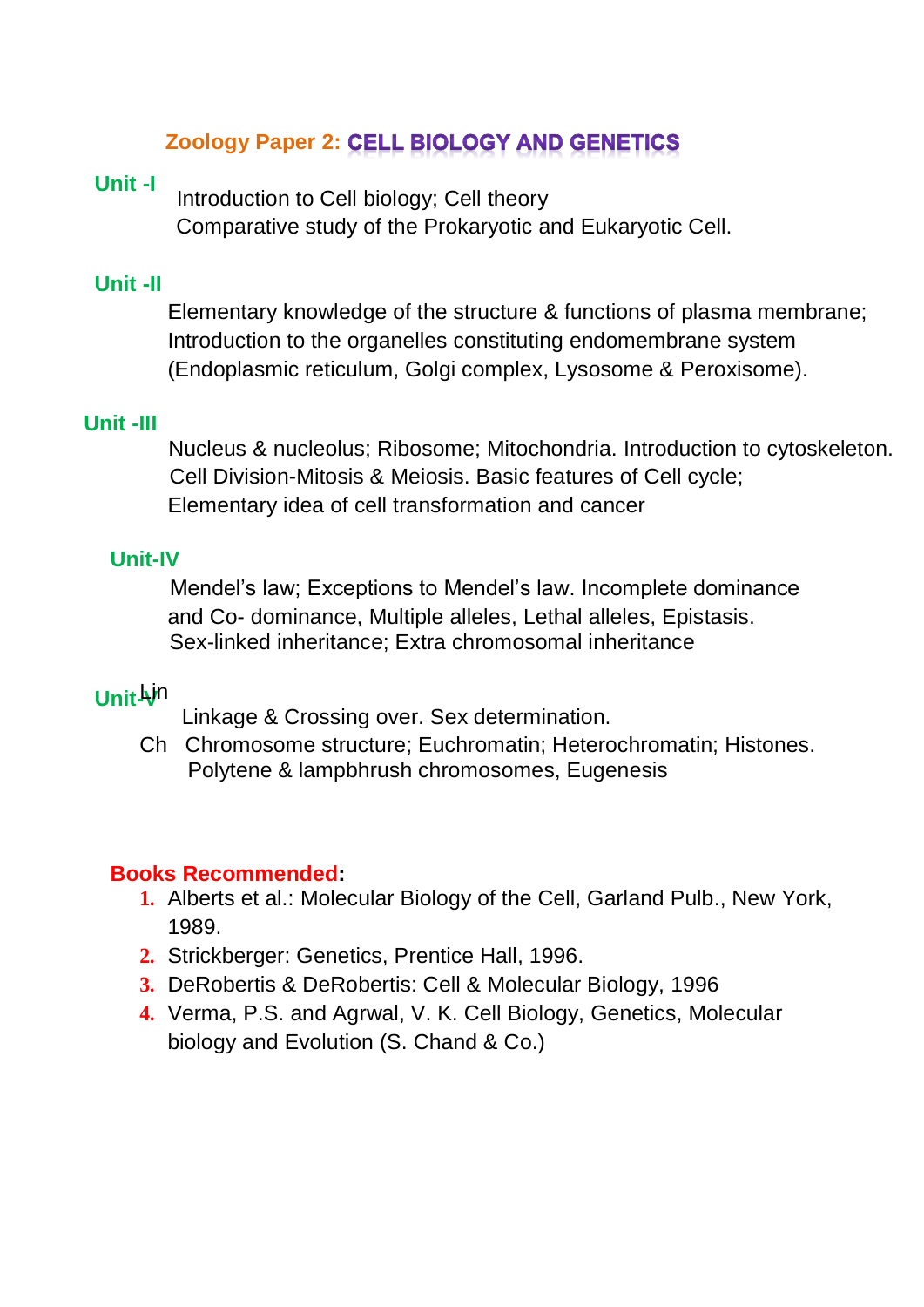# Zoology Paper 2: CELL BIOLOGY AND GENETICS

**Unit -I**

Introduction to Cell biology; Cell theory
Comparative study of the Prokaryotic and Eukaryotic Cell.

**Unit -II**

Elementary knowledge of the structure & functions of plasma membrane; Introduction to the organelles constituting endomembrane system (Endoplasmic reticulum, Golgi complex, Lysosome & Peroxisome).

**Unit -III**

Nucleus & nucleolus; Ribosome; Mitochondria. Introduction to cytoskeleton. Cell Division-Mitosis & Meiosis. Basic features of Cell cycle; Elementary idea of cell transformation and cancer

**Unit-IV**

Mendel's law; Exceptions to Mendel's law. Incomplete dominance and Co- dominance, Multiple alleles, Lethal alleles, Epistasis. Sex-linked inheritance; Extra chromosomal inheritance

**Unit-V** Lin

Linkage & Crossing over. Sex determination.
Ch Chromosome structure; Euchromatin; Heterochromatin; Histones. Polytene & lampbhrush chromosomes, Eugenesis

**Books Recommended:**

1. Alberts et al.: Molecular Biology of the Cell, Garland Pulb., New York, 1989.
2. Strickberger: Genetics, Prentice Hall, 1996.
3. DeRobertis & DeRobertis: Cell & Molecular Biology, 1996
4. Verma, P.S. and Agrwal, V. K. Cell Biology, Genetics, Molecular biology and Evolution (S. Chand & Co.)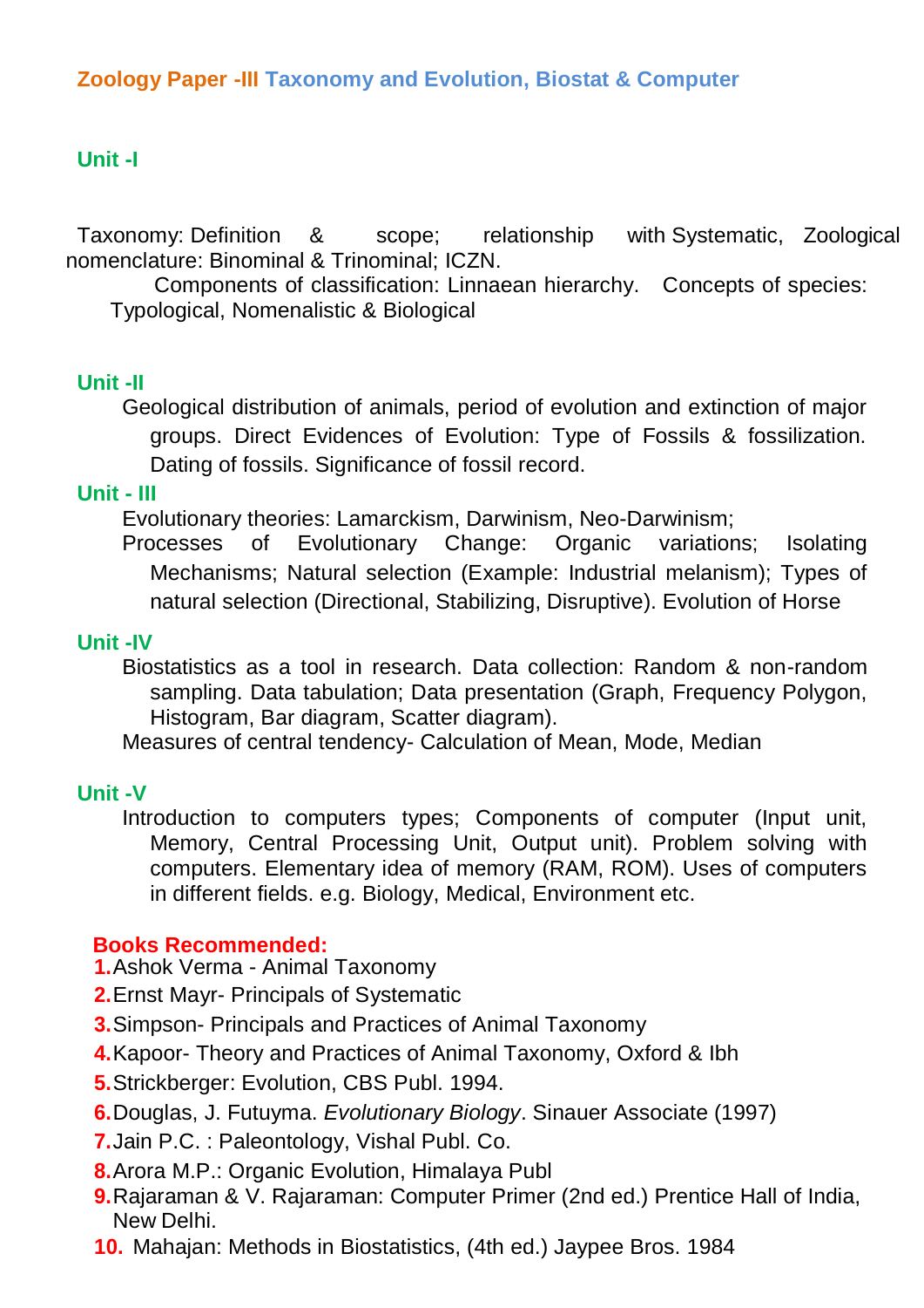## Zoology Paper -III Taxonomy and Evolution, Biostat & Computer

### Unit -I

Taxonomy: Definition & scope; relationship with Systematic, Zoological nomenclature: Binominal & Trinominal; ICZN.

Components of classification: Linnaean hierarchy. Concepts of species: Typological, Nomenalistic & Biological

### Unit -II

Geological distribution of animals, period of evolution and extinction of major groups. Direct Evidences of Evolution: Type of Fossils & fossilization. Dating of fossils. Significance of fossil record.

### Unit - III

Evolutionary theories: Lamarckism, Darwinism, Neo-Darwinism;

Processes of Evolutionary Change: Organic variations; Isolating Mechanisms; Natural selection (Example: Industrial melanism); Types of natural selection (Directional, Stabilizing, Disruptive). Evolution of Horse

### Unit -IV

Biostatistics as a tool in research. Data collection: Random & non-random sampling. Data tabulation; Data presentation (Graph, Frequency Polygon, Histogram, Bar diagram, Scatter diagram).

Measures of central tendency- Calculation of Mean, Mode, Median

### Unit -V

Introduction to computers types; Components of computer (Input unit, Memory, Central Processing Unit, Output unit). Problem solving with computers. Elementary idea of memory (RAM, ROM). Uses of computers in different fields. e.g. Biology, Medical, Environment etc.

**Books Recommended:**

1. Ashok Verma - Animal Taxonomy
2. Ernst Mayr- Principals of Systematic
3. Simpson- Principals and Practices of Animal Taxonomy
4. Kapoor- Theory and Practices of Animal Taxonomy, Oxford & Ibh
5. Strickberger: Evolution, CBS Publ. 1994.
6. Douglas, J. Futuyma. *Evolutionary Biology*. Sinauer Associate (1997)
7. Jain P.C. : Paleontology, Vishal Publ. Co.
8. Arora M.P.: Organic Evolution, Himalaya Publ
9. Rajaraman & V. Rajaraman: Computer Primer (2nd ed.) Prentice Hall of India, New Delhi.
10. Mahajan: Methods in Biostatistics, (4th ed.) Jaypee Bros. 1984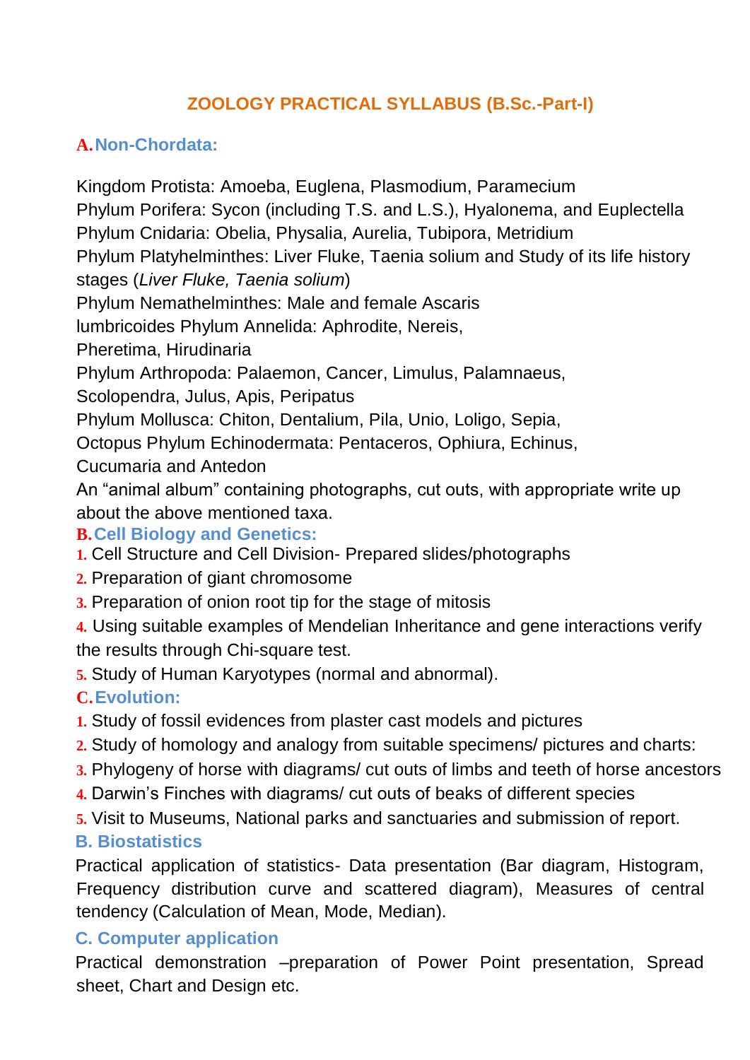# ZOOLOGY PRACTICAL SYLLABUS (B.Sc.-Part-I)

## A. Non-Chordata:

Kingdom Protista: Amoeba, Euglena, Plasmodium, Paramecium
Phylum Porifera: Sycon (including T.S. and L.S.), Hyalonema, and Euplectella
Phylum Cnidaria: Obelia, Physalia, Aurelia, Tubipora, Metridium
Phylum Platyhelminthes: Liver Fluke, Taenia solium and Study of its life history stages (*Liver Fluke, Taenia solium*)
Phylum Nemathelminthes: Male and female Ascaris lumbricoides
Phylum Annelida: Aphrodite, Nereis, Pheretima, Hirudinaria
Phylum Arthropoda: Palaemon, Cancer, Limulus, Palamnaeus, Scolopendra, Julus, Apis, Peripatus
Phylum Mollusca: Chiton, Dentalium, Pila, Unio, Loligo, Sepia, Octopus
Phylum Echinodermata: Pentaceros, Ophiura, Echinus, Cucumaria and Antedon
An “animal album” containing photographs, cut outs, with appropriate write up about the above mentioned taxa.

## B. Cell Biology and Genetics:

1. Cell Structure and Cell Division- Prepared slides/photographs
2. Preparation of giant chromosome
3. Preparation of onion root tip for the stage of mitosis
4. Using suitable examples of Mendelian Inheritance and gene interactions verify the results through Chi-square test.
5. Study of Human Karyotypes (normal and abnormal).

## C. Evolution:

1. Study of fossil evidences from plaster cast models and pictures
2. Study of homology and analogy from suitable specimens/ pictures and charts:
3. Phylogeny of horse with diagrams/ cut outs of limbs and teeth of horse ancestors
4. Darwin’s Finches with diagrams/ cut outs of beaks of different species
5. Visit to Museums, National parks and sanctuaries and submission of report.

## B. Biostatistics

Practical application of statistics- Data presentation (Bar diagram, Histogram, Frequency distribution curve and scattered diagram), Measures of central tendency (Calculation of Mean, Mode, Median).

## C. Computer application

Practical demonstration –preparation of Power Point presentation, Spread sheet, Chart and Design etc.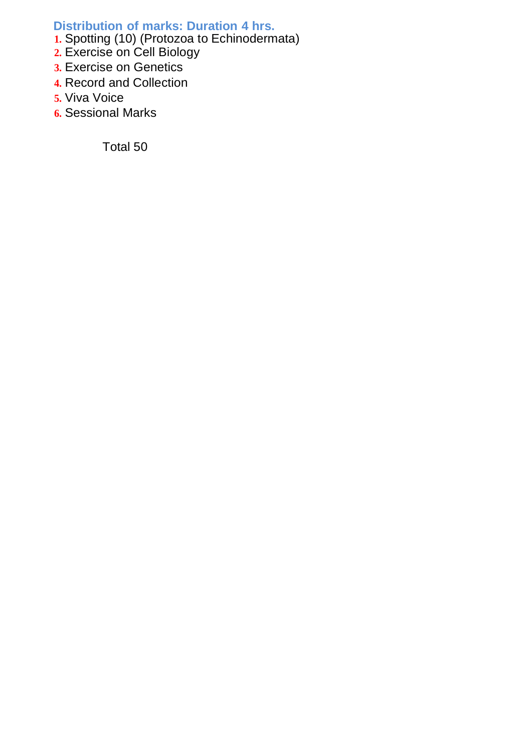### Distribution of marks: Duration 4 hrs.

1. Spotting (10) (Protozoa to Echinodermata)
2. Exercise on Cell Biology
3. Exercise on Genetics
4. Record and Collection
5. Viva Voice
6. Sessional Marks

Total 50